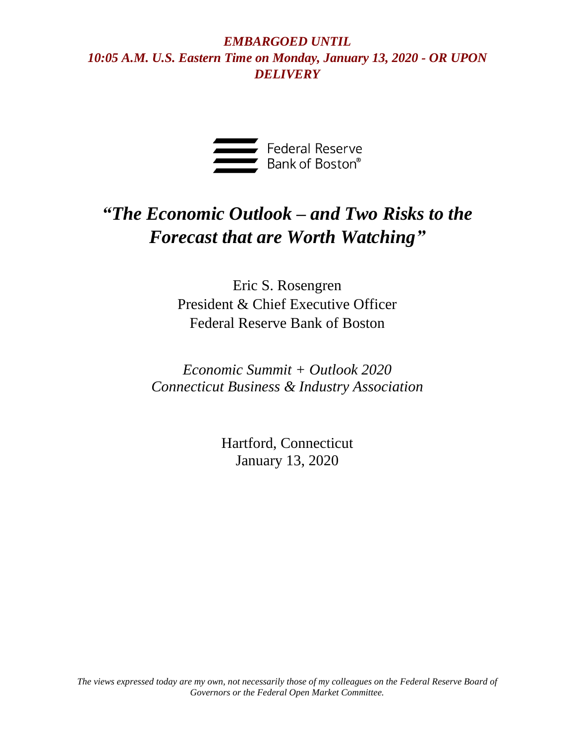***EMBARGOED UNTIL***
***10:05 A.M. U.S. Eastern Time on Monday, January 13, 2020 - OR UPON DELIVERY***

Federal Reserve Bank of Boston®

# *"The Economic Outlook – and Two Risks to the Forecast that are Worth Watching"*

Eric S. Rosengren
President & Chief Executive Officer
Federal Reserve Bank of Boston

*Economic Summit + Outlook 2020*
*Connecticut Business & Industry Association*

Hartford, Connecticut
January 13, 2020

*The views expressed today are my own, not necessarily those of my colleagues on the Federal Reserve Board of Governors or the Federal Open Market Committee.*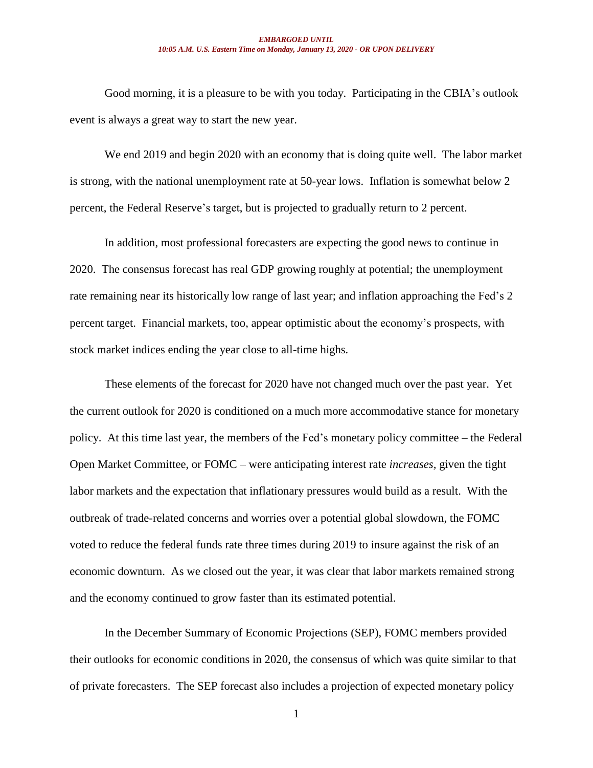Good morning, it is a pleasure to be with you today. Participating in the CBIA's outlook event is always a great way to start the new year.

We end 2019 and begin 2020 with an economy that is doing quite well. The labor market is strong, with the national unemployment rate at 50-year lows. Inflation is somewhat below 2 percent, the Federal Reserve's target, but is projected to gradually return to 2 percent.

In addition, most professional forecasters are expecting the good news to continue in 2020. The consensus forecast has real GDP growing roughly at potential; the unemployment rate remaining near its historically low range of last year; and inflation approaching the Fed's 2 percent target. Financial markets, too, appear optimistic about the economy's prospects, with stock market indices ending the year close to all-time highs.

These elements of the forecast for 2020 have not changed much over the past year. Yet the current outlook for 2020 is conditioned on a much more accommodative stance for monetary policy. At this time last year, the members of the Fed's monetary policy committee – the Federal Open Market Committee, or FOMC – were anticipating interest rate *increases,* given the tight labor markets and the expectation that inflationary pressures would build as a result. With the outbreak of trade-related concerns and worries over a potential global slowdown, the FOMC voted to reduce the federal funds rate three times during 2019 to insure against the risk of an economic downturn. As we closed out the year, it was clear that labor markets remained strong and the economy continued to grow faster than its estimated potential.

In the December Summary of Economic Projections (SEP), FOMC members provided their outlooks for economic conditions in 2020, the consensus of which was quite similar to that of private forecasters. The SEP forecast also includes a projection of expected monetary policy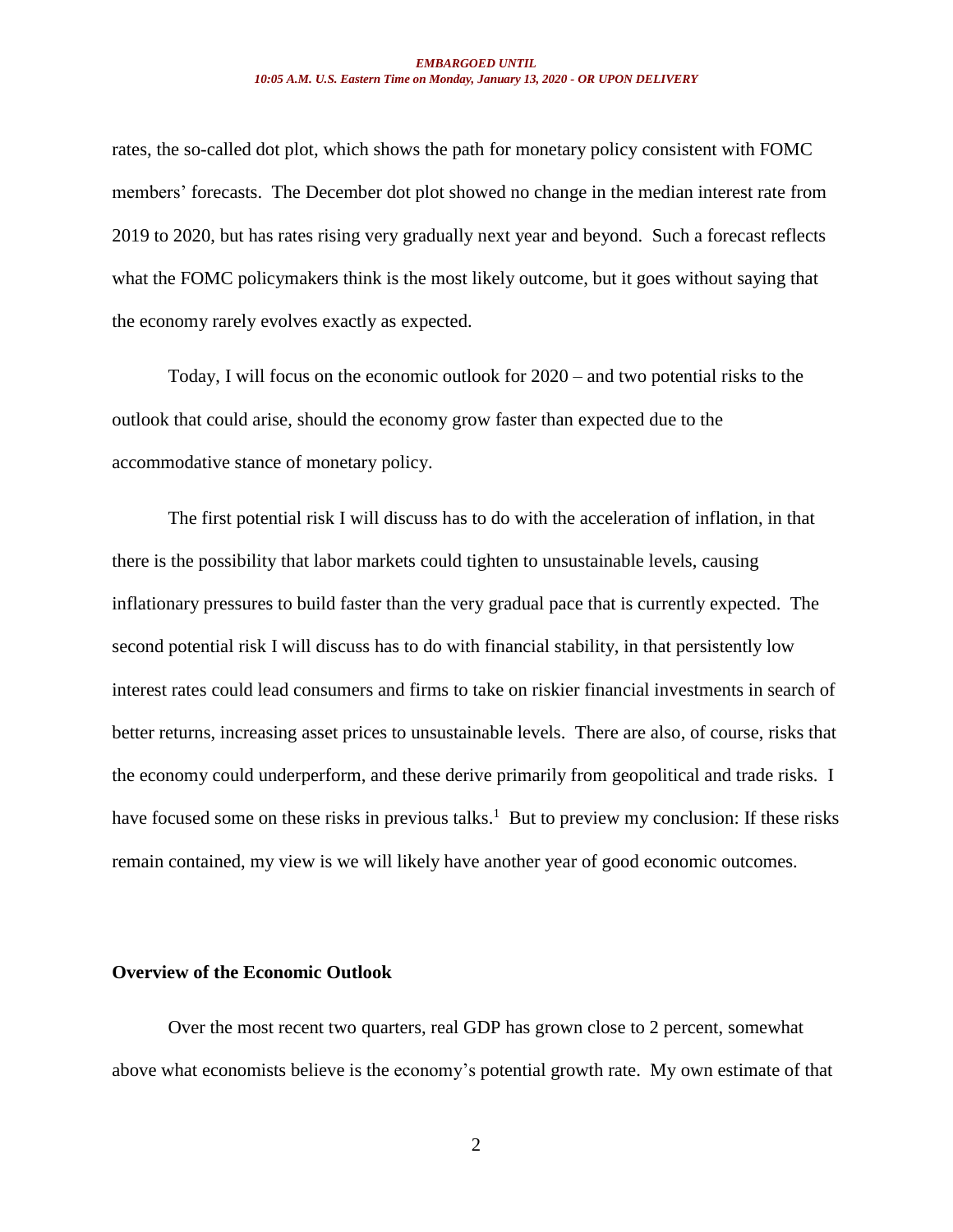rates, the so-called dot plot, which shows the path for monetary policy consistent with FOMC members' forecasts. The December dot plot showed no change in the median interest rate from 2019 to 2020, but has rates rising very gradually next year and beyond. Such a forecast reflects what the FOMC policymakers think is the most likely outcome, but it goes without saying that the economy rarely evolves exactly as expected.

Today, I will focus on the economic outlook for 2020 – and two potential risks to the outlook that could arise, should the economy grow faster than expected due to the accommodative stance of monetary policy.

The first potential risk I will discuss has to do with the acceleration of inflation, in that there is the possibility that labor markets could tighten to unsustainable levels, causing inflationary pressures to build faster than the very gradual pace that is currently expected. The second potential risk I will discuss has to do with financial stability, in that persistently low interest rates could lead consumers and firms to take on riskier financial investments in search of better returns, increasing asset prices to unsustainable levels. There are also, of course, risks that the economy could underperform, and these derive primarily from geopolitical and trade risks. I have focused some on these risks in previous talks.[1] But to preview my conclusion: If these risks remain contained, my view is we will likely have another year of good economic outcomes.

## Overview of the Economic Outlook

Over the most recent two quarters, real GDP has grown close to 2 percent, somewhat above what economists believe is the economy's potential growth rate. My own estimate of that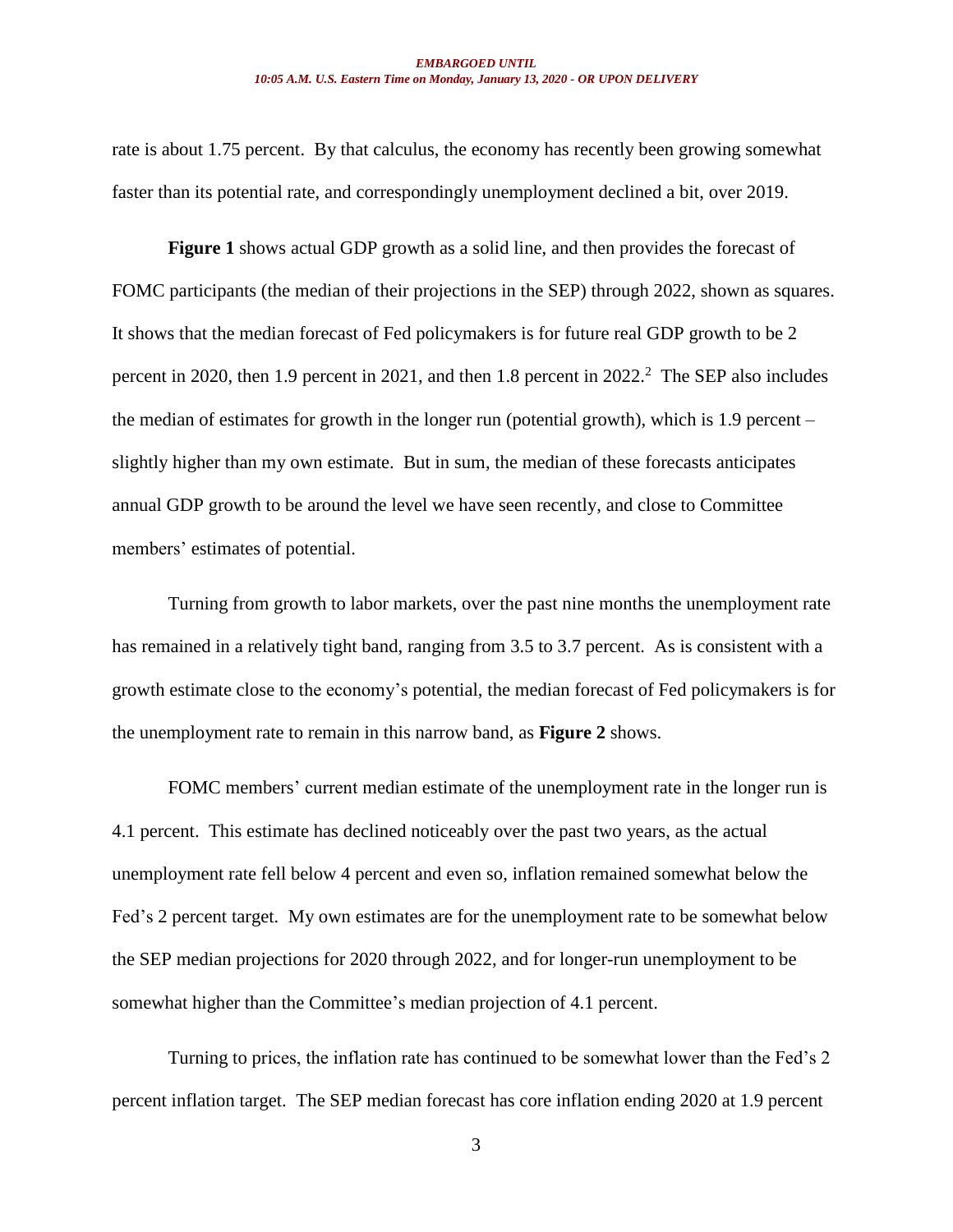rate is about 1.75 percent. By that calculus, the economy has recently been growing somewhat faster than its potential rate, and correspondingly unemployment declined a bit, over 2019.

**Figure 1** shows actual GDP growth as a solid line, and then provides the forecast of FOMC participants (the median of their projections in the SEP) through 2022, shown as squares. It shows that the median forecast of Fed policymakers is for future real GDP growth to be 2 percent in 2020, then 1.9 percent in 2021, and then 1.8 percent in 2022.[2] The SEP also includes the median of estimates for growth in the longer run (potential growth), which is 1.9 percent – slightly higher than my own estimate. But in sum, the median of these forecasts anticipates annual GDP growth to be around the level we have seen recently, and close to Committee members' estimates of potential.

Turning from growth to labor markets, over the past nine months the unemployment rate has remained in a relatively tight band, ranging from 3.5 to 3.7 percent. As is consistent with a growth estimate close to the economy's potential, the median forecast of Fed policymakers is for the unemployment rate to remain in this narrow band, as **Figure 2** shows.

FOMC members' current median estimate of the unemployment rate in the longer run is 4.1 percent. This estimate has declined noticeably over the past two years, as the actual unemployment rate fell below 4 percent and even so, inflation remained somewhat below the Fed's 2 percent target. My own estimates are for the unemployment rate to be somewhat below the SEP median projections for 2020 through 2022, and for longer-run unemployment to be somewhat higher than the Committee's median projection of 4.1 percent.

Turning to prices, the inflation rate has continued to be somewhat lower than the Fed's 2 percent inflation target. The SEP median forecast has core inflation ending 2020 at 1.9 percent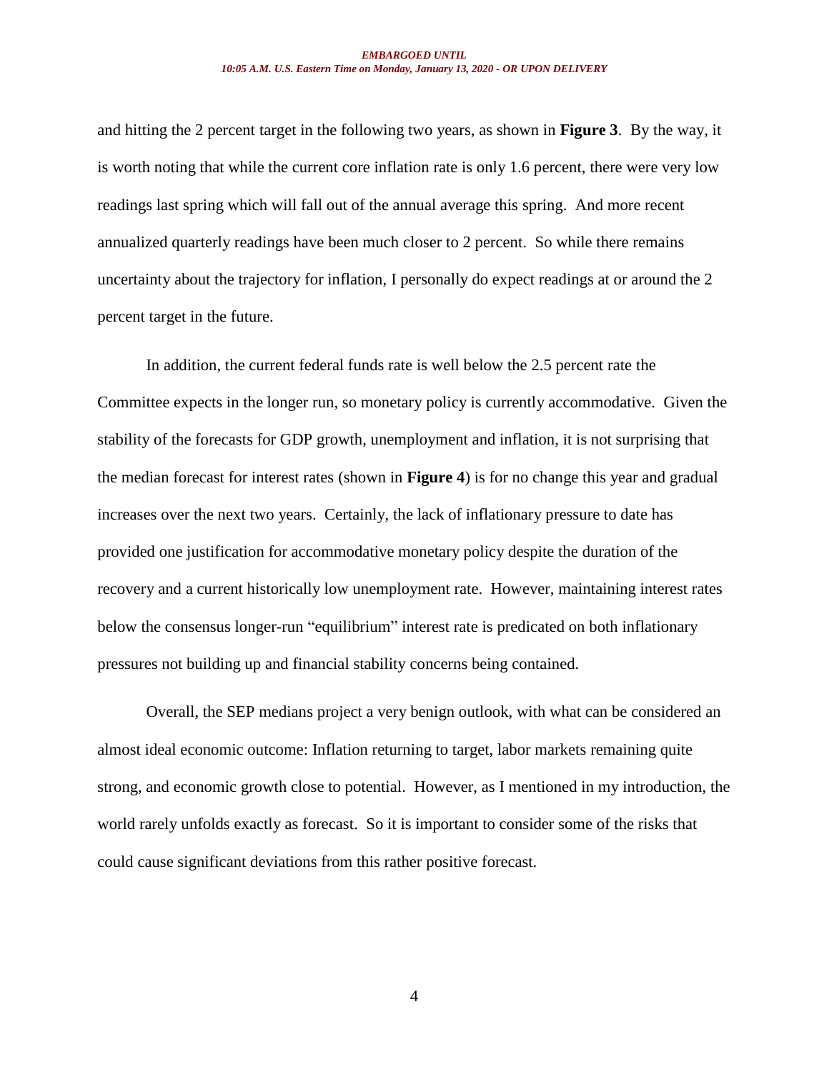and hitting the 2 percent target in the following two years, as shown in **Figure 3**. By the way, it is worth noting that while the current core inflation rate is only 1.6 percent, there were very low readings last spring which will fall out of the annual average this spring. And more recent annualized quarterly readings have been much closer to 2 percent. So while there remains uncertainty about the trajectory for inflation, I personally do expect readings at or around the 2 percent target in the future.

In addition, the current federal funds rate is well below the 2.5 percent rate the Committee expects in the longer run, so monetary policy is currently accommodative. Given the stability of the forecasts for GDP growth, unemployment and inflation, it is not surprising that the median forecast for interest rates (shown in **Figure 4**) is for no change this year and gradual increases over the next two years. Certainly, the lack of inflationary pressure to date has provided one justification for accommodative monetary policy despite the duration of the recovery and a current historically low unemployment rate. However, maintaining interest rates below the consensus longer-run "equilibrium" interest rate is predicated on both inflationary pressures not building up and financial stability concerns being contained.

Overall, the SEP medians project a very benign outlook, with what can be considered an almost ideal economic outcome: Inflation returning to target, labor markets remaining quite strong, and economic growth close to potential. However, as I mentioned in my introduction, the world rarely unfolds exactly as forecast. So it is important to consider some of the risks that could cause significant deviations from this rather positive forecast.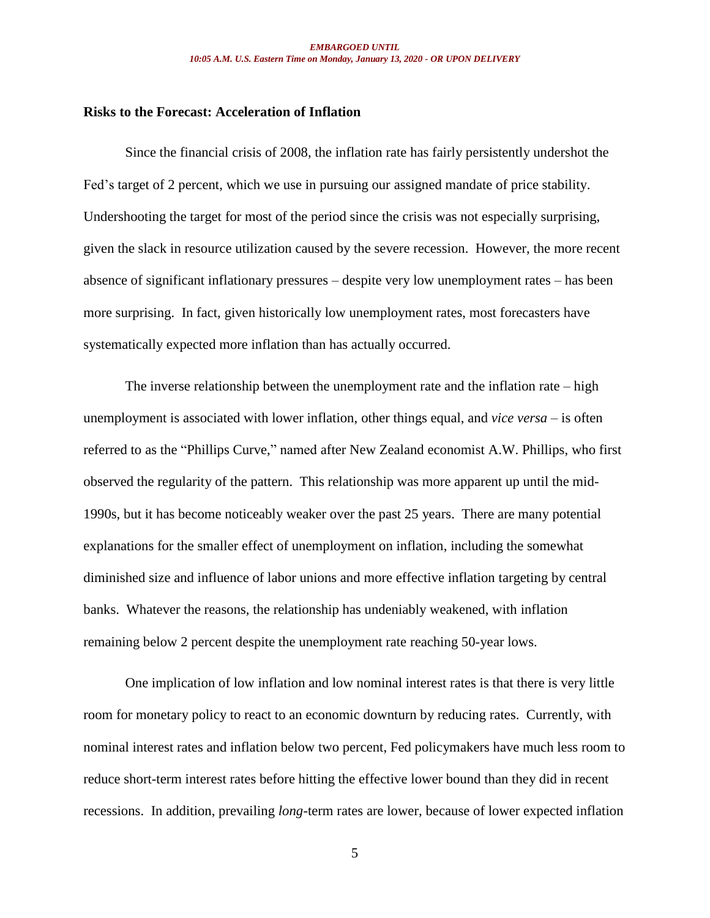## Risks to the Forecast: Acceleration of Inflation

Since the financial crisis of 2008, the inflation rate has fairly persistently undershot the Fed's target of 2 percent, which we use in pursuing our assigned mandate of price stability. Undershooting the target for most of the period since the crisis was not especially surprising, given the slack in resource utilization caused by the severe recession. However, the more recent absence of significant inflationary pressures – despite very low unemployment rates – has been more surprising. In fact, given historically low unemployment rates, most forecasters have systematically expected more inflation than has actually occurred.

The inverse relationship between the unemployment rate and the inflation rate – high unemployment is associated with lower inflation, other things equal, and *vice versa* – is often referred to as the "Phillips Curve," named after New Zealand economist A.W. Phillips, who first observed the regularity of the pattern. This relationship was more apparent up until the mid-1990s, but it has become noticeably weaker over the past 25 years. There are many potential explanations for the smaller effect of unemployment on inflation, including the somewhat diminished size and influence of labor unions and more effective inflation targeting by central banks. Whatever the reasons, the relationship has undeniably weakened, with inflation remaining below 2 percent despite the unemployment rate reaching 50-year lows.

One implication of low inflation and low nominal interest rates is that there is very little room for monetary policy to react to an economic downturn by reducing rates. Currently, with nominal interest rates and inflation below two percent, Fed policymakers have much less room to reduce short-term interest rates before hitting the effective lower bound than they did in recent recessions. In addition, prevailing *long*-term rates are lower, because of lower expected inflation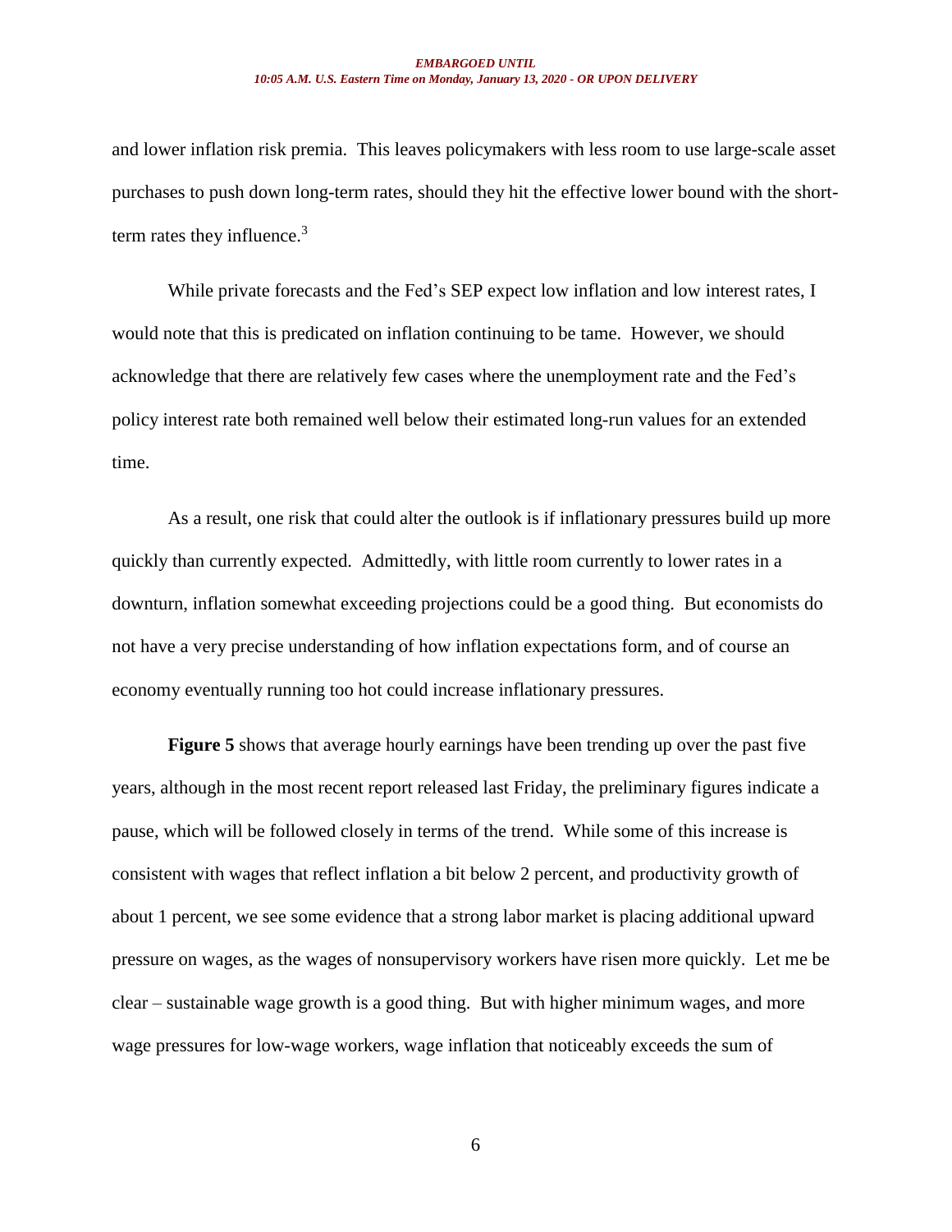and lower inflation risk premia. This leaves policymakers with less room to use large-scale asset purchases to push down long-term rates, should they hit the effective lower bound with the short-term rates they influence.[3]

While private forecasts and the Fed's SEP expect low inflation and low interest rates, I would note that this is predicated on inflation continuing to be tame. However, we should acknowledge that there are relatively few cases where the unemployment rate and the Fed's policy interest rate both remained well below their estimated long-run values for an extended time.

As a result, one risk that could alter the outlook is if inflationary pressures build up more quickly than currently expected. Admittedly, with little room currently to lower rates in a downturn, inflation somewhat exceeding projections could be a good thing. But economists do not have a very precise understanding of how inflation expectations form, and of course an economy eventually running too hot could increase inflationary pressures.

**Figure 5** shows that average hourly earnings have been trending up over the past five years, although in the most recent report released last Friday, the preliminary figures indicate a pause, which will be followed closely in terms of the trend. While some of this increase is consistent with wages that reflect inflation a bit below 2 percent, and productivity growth of about 1 percent, we see some evidence that a strong labor market is placing additional upward pressure on wages, as the wages of nonsupervisory workers have risen more quickly. Let me be clear – sustainable wage growth is a good thing. But with higher minimum wages, and more wage pressures for low-wage workers, wage inflation that noticeably exceeds the sum of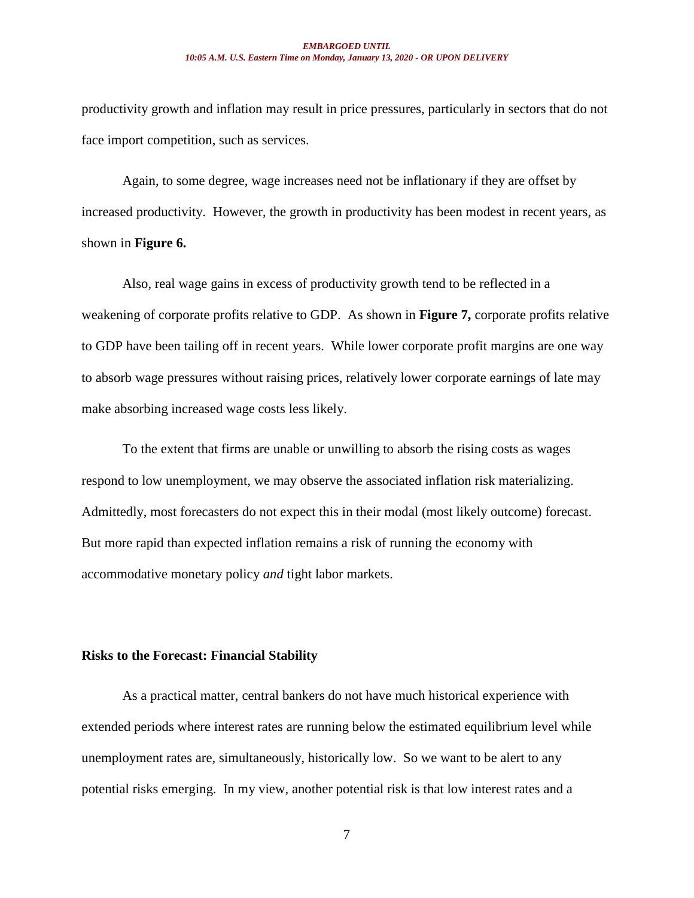productivity growth and inflation may result in price pressures, particularly in sectors that do not face import competition, such as services.

Again, to some degree, wage increases need not be inflationary if they are offset by increased productivity. However, the growth in productivity has been modest in recent years, as shown in **Figure 6.**

Also, real wage gains in excess of productivity growth tend to be reflected in a weakening of corporate profits relative to GDP. As shown in **Figure 7,** corporate profits relative to GDP have been tailing off in recent years. While lower corporate profit margins are one way to absorb wage pressures without raising prices, relatively lower corporate earnings of late may make absorbing increased wage costs less likely.

To the extent that firms are unable or unwilling to absorb the rising costs as wages respond to low unemployment, we may observe the associated inflation risk materializing. Admittedly, most forecasters do not expect this in their modal (most likely outcome) forecast. But more rapid than expected inflation remains a risk of running the economy with accommodative monetary policy *and* tight labor markets.

## Risks to the Forecast: Financial Stability

As a practical matter, central bankers do not have much historical experience with extended periods where interest rates are running below the estimated equilibrium level while unemployment rates are, simultaneously, historically low. So we want to be alert to any potential risks emerging. In my view, another potential risk is that low interest rates and a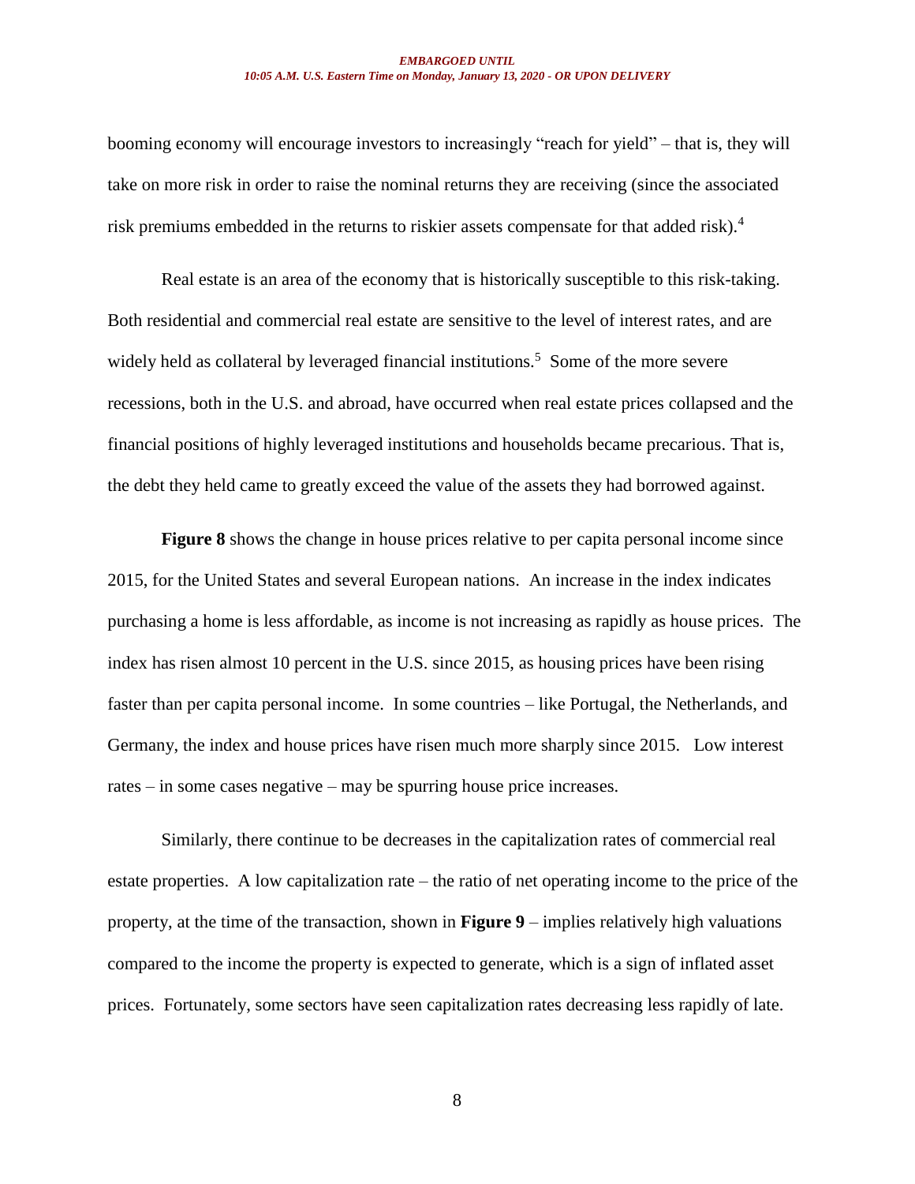booming economy will encourage investors to increasingly "reach for yield" – that is, they will take on more risk in order to raise the nominal returns they are receiving (since the associated risk premiums embedded in the returns to riskier assets compensate for that added risk).[4]

Real estate is an area of the economy that is historically susceptible to this risk-taking. Both residential and commercial real estate are sensitive to the level of interest rates, and are widely held as collateral by leveraged financial institutions.[5] Some of the more severe recessions, both in the U.S. and abroad, have occurred when real estate prices collapsed and the financial positions of highly leveraged institutions and households became precarious. That is, the debt they held came to greatly exceed the value of the assets they had borrowed against.

**Figure 8** shows the change in house prices relative to per capita personal income since 2015, for the United States and several European nations. An increase in the index indicates purchasing a home is less affordable, as income is not increasing as rapidly as house prices. The index has risen almost 10 percent in the U.S. since 2015, as housing prices have been rising faster than per capita personal income. In some countries – like Portugal, the Netherlands, and Germany, the index and house prices have risen much more sharply since 2015. Low interest rates – in some cases negative – may be spurring house price increases.

Similarly, there continue to be decreases in the capitalization rates of commercial real estate properties. A low capitalization rate – the ratio of net operating income to the price of the property, at the time of the transaction, shown in **Figure 9** – implies relatively high valuations compared to the income the property is expected to generate, which is a sign of inflated asset prices. Fortunately, some sectors have seen capitalization rates decreasing less rapidly of late.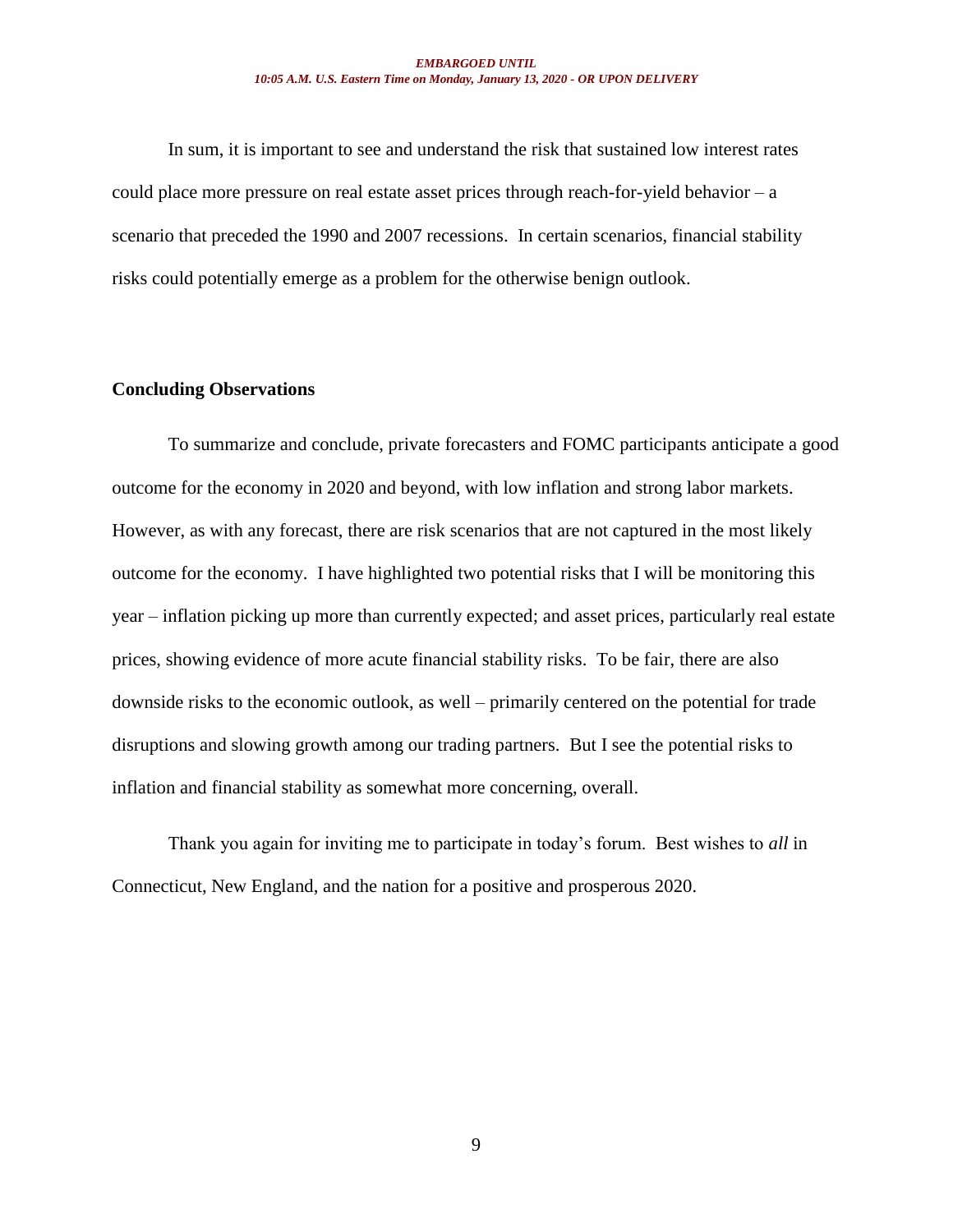In sum, it is important to see and understand the risk that sustained low interest rates could place more pressure on real estate asset prices through reach-for-yield behavior – a scenario that preceded the 1990 and 2007 recessions. In certain scenarios, financial stability risks could potentially emerge as a problem for the otherwise benign outlook.

## Concluding Observations

To summarize and conclude, private forecasters and FOMC participants anticipate a good outcome for the economy in 2020 and beyond, with low inflation and strong labor markets. However, as with any forecast, there are risk scenarios that are not captured in the most likely outcome for the economy. I have highlighted two potential risks that I will be monitoring this year – inflation picking up more than currently expected; and asset prices, particularly real estate prices, showing evidence of more acute financial stability risks. To be fair, there are also downside risks to the economic outlook, as well – primarily centered on the potential for trade disruptions and slowing growth among our trading partners. But I see the potential risks to inflation and financial stability as somewhat more concerning, overall.

Thank you again for inviting me to participate in today's forum. Best wishes to *all* in Connecticut, New England, and the nation for a positive and prosperous 2020.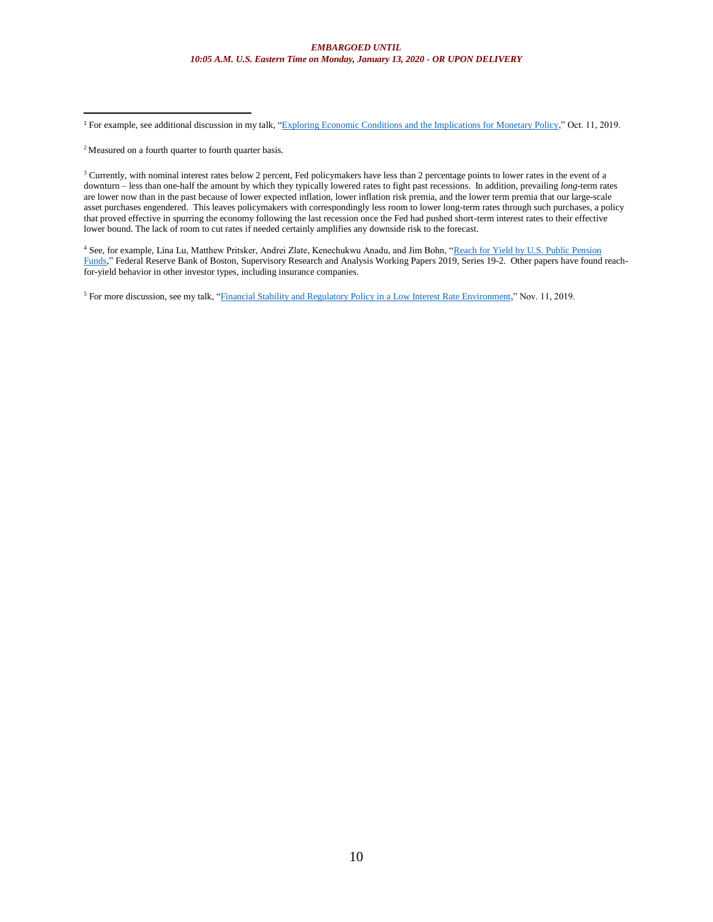[1] For example, see additional discussion in my talk, "[Exploring Economic Conditions and the Implications for Monetary Policy](#)," Oct. 11, 2019.

[2] Measured on a fourth quarter to fourth quarter basis.

[3] Currently, with nominal interest rates below 2 percent, Fed policymakers have less than 2 percentage points to lower rates in the event of a downturn – less than one-half the amount by which they typically lowered rates to fight past recessions. In addition, prevailing *long*-term rates are lower now than in the past because of lower expected inflation, lower inflation risk premia, and the lower term premia that our large-scale asset purchases engendered. This leaves policymakers with correspondingly less room to lower long-term rates through such purchases, a policy that proved effective in spurring the economy following the last recession once the Fed had pushed short-term interest rates to their effective lower bound. The lack of room to cut rates if needed certainly amplifies any downside risk to the forecast.

[4] See, for example, Lina Lu, Matthew Pritsker, Andrei Zlate, Kenechukwu Anadu, and Jim Bohn, "[Reach for Yield by U.S. Public Pension Funds](#)," Federal Reserve Bank of Boston, Supervisory Research and Analysis Working Papers 2019, Series 19-2. Other papers have found reach-for-yield behavior in other investor types, including insurance companies.

[5] For more discussion, see my talk, "[Financial Stability and Regulatory Policy in a Low Interest Rate Environment](#)," Nov. 11, 2019.